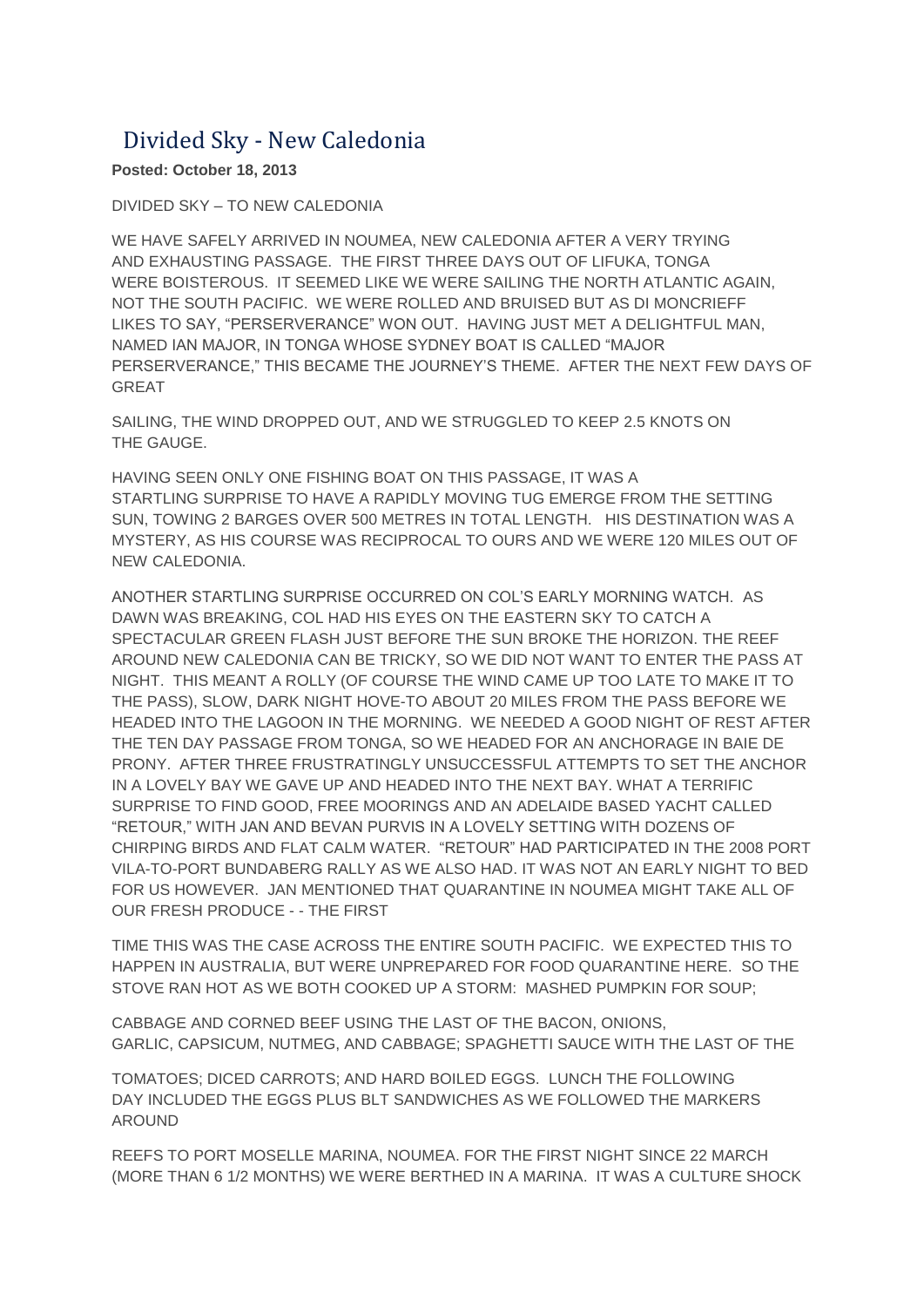# Divided Sky - New Caledonia

**Posted: October 18, 2013**

DIVIDED SKY – TO NEW CALEDONIA

WE HAVE SAFELY ARRIVED IN NOUMEA, NEW CALEDONIA AFTER A VERY TRYING AND EXHAUSTING PASSAGE. THE FIRST THREE DAYS OUT OF LIFUKA, TONGA WERE BOISTEROUS. IT SEEMED LIKE WE WERE SAILING THE NORTH ATLANTIC AGAIN, NOT THE SOUTH PACIFIC. WE WERE ROLLED AND BRUISED BUT AS DI MONCRIEFF LIKES TO SAY, "PERSERVERANCE" WON OUT. HAVING JUST MET A DELIGHTFUL MAN, NAMED IAN MAJOR, IN TONGA WHOSE SYDNEY BOAT IS CALLED "MAJOR PERSERVERANCE," THIS BECAME THE JOURNEY'S THEME. AFTER THE NEXT FEW DAYS OF GREAT

SAILING, THE WIND DROPPED OUT, AND WE STRUGGLED TO KEEP 2.5 KNOTS ON THE GAUGE.

HAVING SEEN ONLY ONE FISHING BOAT ON THIS PASSAGE, IT WAS A STARTLING SURPRISE TO HAVE A RAPIDLY MOVING TUG EMERGE FROM THE SETTING SUN, TOWING 2 BARGES OVER 500 METRES IN TOTAL LENGTH. HIS DESTINATION WAS A MYSTERY, AS HIS COURSE WAS RECIPROCAL TO OURS AND WE WERE 120 MILES OUT OF NEW CALEDONIA.

ANOTHER STARTLING SURPRISE OCCURRED ON COL'S EARLY MORNING WATCH. AS DAWN WAS BREAKING, COL HAD HIS EYES ON THE EASTERN SKY TO CATCH A SPECTACULAR GREEN FLASH JUST BEFORE THE SUN BROKE THE HORIZON. THE REEF AROUND NEW CALEDONIA CAN BE TRICKY, SO WE DID NOT WANT TO ENTER THE PASS AT NIGHT. THIS MEANT A ROLLY (OF COURSE THE WIND CAME UP TOO LATE TO MAKE IT TO THE PASS), SLOW, DARK NIGHT HOVE-TO ABOUT 20 MILES FROM THE PASS BEFORE WE HEADED INTO THE LAGOON IN THE MORNING. WE NEEDED A GOOD NIGHT OF REST AFTER THE TEN DAY PASSAGE FROM TONGA, SO WE HEADED FOR AN ANCHORAGE IN BAIE DE PRONY. AFTER THREE FRUSTRATINGLY UNSUCCESSFUL ATTEMPTS TO SET THE ANCHOR IN A LOVELY BAY WE GAVE UP AND HEADED INTO THE NEXT BAY. WHAT A TERRIFIC SURPRISE TO FIND GOOD, FREE MOORINGS AND AN ADELAIDE BASED YACHT CALLED "RETOUR," WITH JAN AND BEVAN PURVIS IN A LOVELY SETTING WITH DOZENS OF CHIRPING BIRDS AND FLAT CALM WATER. "RETOUR" HAD PARTICIPATED IN THE 2008 PORT VILA-TO-PORT BUNDABERG RALLY AS WE ALSO HAD. IT WAS NOT AN EARLY NIGHT TO BED FOR US HOWEVER. JAN MENTIONED THAT QUARANTINE IN NOUMEA MIGHT TAKE ALL OF OUR FRESH PRODUCE - - THE FIRST

TIME THIS WAS THE CASE ACROSS THE ENTIRE SOUTH PACIFIC. WE EXPECTED THIS TO HAPPEN IN AUSTRALIA, BUT WERE UNPREPARED FOR FOOD QUARANTINE HERE. SO THE STOVE RAN HOT AS WE BOTH COOKED UP A STORM: MASHED PUMPKIN FOR SOUP;

CABBAGE AND CORNED BEEF USING THE LAST OF THE BACON, ONIONS, GARLIC, CAPSICUM, NUTMEG, AND CABBAGE; SPAGHETTI SAUCE WITH THE LAST OF THE

TOMATOES; DICED CARROTS; AND HARD BOILED EGGS. LUNCH THE FOLLOWING DAY INCLUDED THE EGGS PLUS BLT SANDWICHES AS WE FOLLOWED THE MARKERS AROUND

REEFS TO PORT MOSELLE MARINA, NOUMEA. FOR THE FIRST NIGHT SINCE 22 MARCH (MORE THAN 6 1/2 MONTHS) WE WERE BERTHED IN A MARINA. IT WAS A CULTURE SHOCK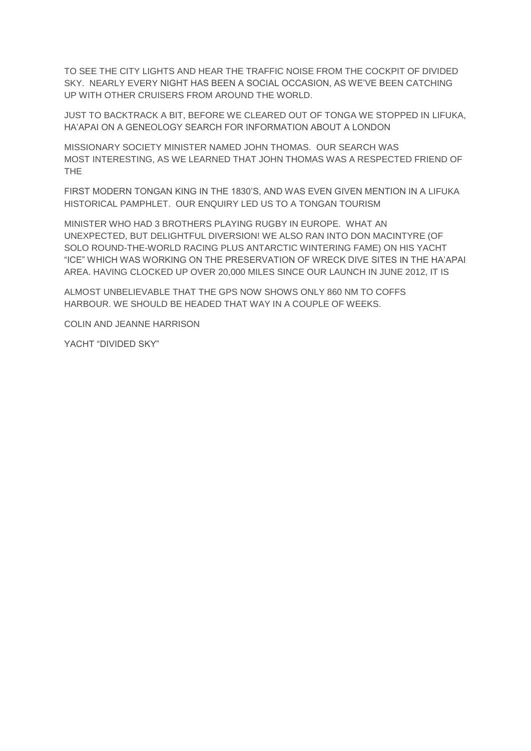TO SEE THE CITY LIGHTS AND HEAR THE TRAFFIC NOISE FROM THE COCKPIT OF DIVIDED SKY. NEARLY EVERY NIGHT HAS BEEN A SOCIAL OCCASION, AS WE'VE BEEN CATCHING UP WITH OTHER CRUISERS FROM AROUND THE WORLD.

JUST TO BACKTRACK A BIT, BEFORE WE CLEARED OUT OF TONGA WE STOPPED IN LIFUKA, HA'APAI ON A GENEOLOGY SEARCH FOR INFORMATION ABOUT A LONDON

MISSIONARY SOCIETY MINISTER NAMED JOHN THOMAS. OUR SEARCH WAS MOST INTERESTING, AS WE LEARNED THAT JOHN THOMAS WAS A RESPECTED FRIEND OF THE

FIRST MODERN TONGAN KING IN THE 1830'S, AND WAS EVEN GIVEN MENTION IN A LIFUKA HISTORICAL PAMPHLET. OUR ENQUIRY LED US TO A TONGAN TOURISM

MINISTER WHO HAD 3 BROTHERS PLAYING RUGBY IN EUROPE. WHAT AN UNEXPECTED, BUT DELIGHTFUL DIVERSION! WE ALSO RAN INTO DON MACINTYRE (OF SOLO ROUND-THE-WORLD RACING PLUS ANTARCTIC WINTERING FAME) ON HIS YACHT "ICE" WHICH WAS WORKING ON THE PRESERVATION OF WRECK DIVE SITES IN THE HA'APAI AREA. HAVING CLOCKED UP OVER 20,000 MILES SINCE OUR LAUNCH IN JUNE 2012, IT IS

ALMOST UNBELIEVABLE THAT THE GPS NOW SHOWS ONLY 860 NM TO COFFS HARBOUR. WE SHOULD BE HEADED THAT WAY IN A COUPLE OF WEEKS.

COLIN AND JEANNE HARRISON

YACHT "DIVIDED SKY"